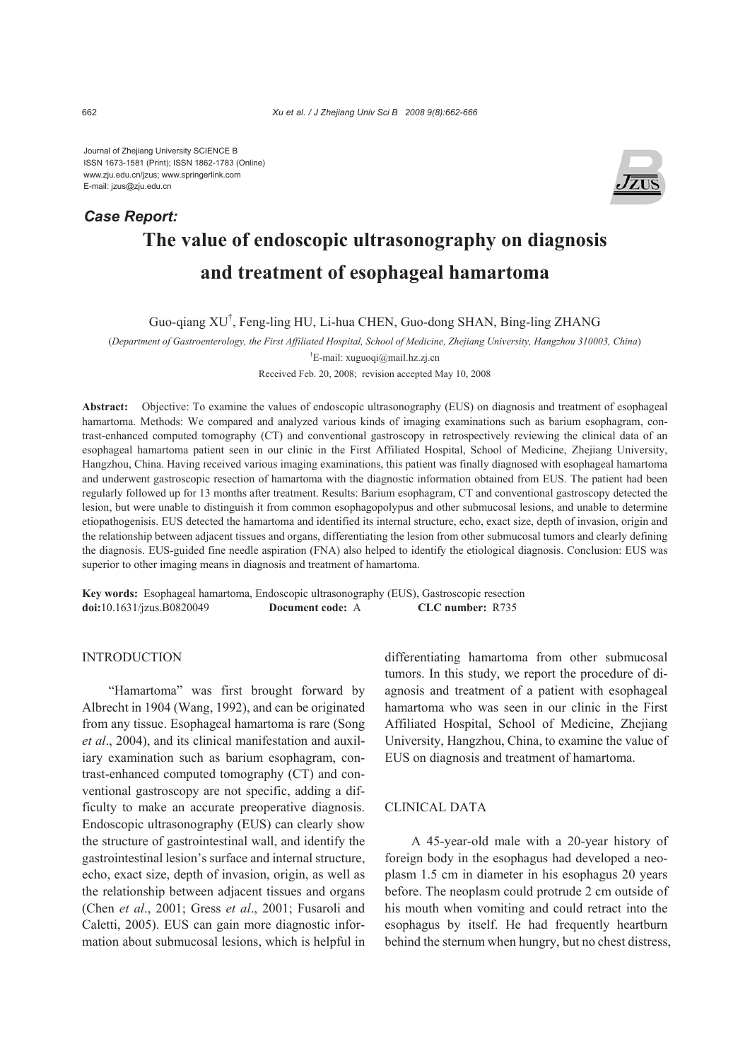Journal of Zhejiang University SCIENCE B
ISSN 1673-1581 (Print); ISSN 1862-1783 (Online)
www.zju.edu.cn/jzus; www.springerlink.com
E-mail: jzus@zju.edu.cn

***Case Report:***

# The value of endoscopic ultrasonography on diagnosis and treatment of esophageal hamartoma

Guo-qiang XU[†], Feng-ling HU, Li-hua CHEN, Guo-dong SHAN, Bing-ling ZHANG

(*Department of Gastroenterology, the First Affiliated Hospital, School of Medicine, Zhejiang University, Hangzhou 310003, China*)

[†]E-mail: xuguoqi@mail.hz.zj.cn

Received Feb. 20, 2008; revision accepted May 10, 2008

**Abstract:** Objective: To examine the values of endoscopic ultrasonography (EUS) on diagnosis and treatment of esophageal hamartoma. Methods: We compared and analyzed various kinds of imaging examinations such as barium esophagram, contrast-enhanced computed tomography (CT) and conventional gastroscopy in retrospectively reviewing the clinical data of an esophageal hamartoma patient seen in our clinic in the First Affiliated Hospital, School of Medicine, Zhejiang University, Hangzhou, China. Having received various imaging examinations, this patient was finally diagnosed with esophageal hamartoma and underwent gastroscopic resection of hamartoma with the diagnostic information obtained from EUS. The patient had been regularly followed up for 13 months after treatment. Results: Barium esophagram, CT and conventional gastroscopy detected the lesion, but were unable to distinguish it from common esophagopolypus and other submucosal lesions, and unable to determine etiopathogenisis. EUS detected the hamartoma and identified its internal structure, echo, exact size, depth of invasion, origin and the relationship between adjacent tissues and organs, differentiating the lesion from other submucosal tumors and clearly defining the diagnosis. EUS-guided fine needle aspiration (FNA) also helped to identify the etiological diagnosis. Conclusion: EUS was superior to other imaging means in diagnosis and treatment of hamartoma.

**Key words:** Esophageal hamartoma, Endoscopic ultrasonography (EUS), Gastroscopic resection
**doi:**10.1631/jzus.B0820049 **Document code:** A **CLC number:** R735

## INTRODUCTION

"Hamartoma" was first brought forward by Albrecht in 1904 (Wang, 1992), and can be originated from any tissue. Esophageal hamartoma is rare (Song *et al*., 2004), and its clinical manifestation and auxiliary examination such as barium esophagram, contrast-enhanced computed tomography (CT) and conventional gastroscopy are not specific, adding a difficulty to make an accurate preoperative diagnosis. Endoscopic ultrasonography (EUS) can clearly show the structure of gastrointestinal wall, and identify the gastrointestinal lesion's surface and internal structure, echo, exact size, depth of invasion, origin, as well as the relationship between adjacent tissues and organs (Chen *et al*., 2001; Gress *et al*., 2001; Fusaroli and Caletti, 2005). EUS can gain more diagnostic information about submucosal lesions, which is helpful in differentiating hamartoma from other submucosal tumors. In this study, we report the procedure of diagnosis and treatment of a patient with esophageal hamartoma who was seen in our clinic in the First Affiliated Hospital, School of Medicine, Zhejiang University, Hangzhou, China, to examine the value of EUS on diagnosis and treatment of hamartoma.

## CLINICAL DATA

A 45-year-old male with a 20-year history of foreign body in the esophagus had developed a neoplasm 1.5 cm in diameter in his esophagus 20 years before. The neoplasm could protrude 2 cm outside of his mouth when vomiting and could retract into the esophagus by itself. He had frequently heartburn behind the sternum when hungry, but no chest distress,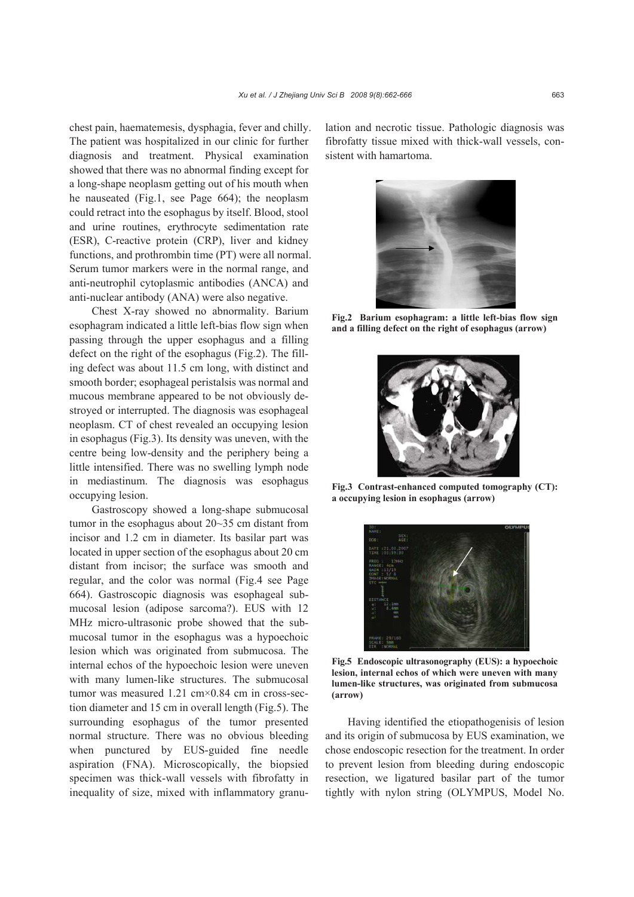chest pain, haematemesis, dysphagia, fever and chilly. The patient was hospitalized in our clinic for further diagnosis and treatment. Physical examination showed that there was no abnormal finding except for a long-shape neoplasm getting out of his mouth when he nauseated (Fig.1, see Page 664); the neoplasm could retract into the esophagus by itself. Blood, stool and urine routines, erythrocyte sedimentation rate (ESR), C-reactive protein (CRP), liver and kidney functions, and prothrombin time (PT) were all normal. Serum tumor markers were in the normal range, and anti-neutrophil cytoplasmic antibodies (ANCA) and anti-nuclear antibody (ANA) were also negative.

Chest X-ray showed no abnormality. Barium esophagram indicated a little left-bias flow sign when passing through the upper esophagus and a filling defect on the right of the esophagus (Fig.2). The filling defect was about 11.5 cm long, with distinct and smooth border; esophageal peristalsis was normal and mucous membrane appeared to be not obviously destroyed or interrupted. The diagnosis was esophageal neoplasm. CT of chest revealed an occupying lesion in esophagus (Fig.3). Its density was uneven, with the centre being low-density and the periphery being a little intensified. There was no swelling lymph node in mediastinum. The diagnosis was esophagus occupying lesion.

Gastroscopy showed a long-shape submucosal tumor in the esophagus about 20~35 cm distant from incisor and 1.2 cm in diameter. Its basilar part was located in upper section of the esophagus about 20 cm distant from incisor; the surface was smooth and regular, and the color was normal (Fig.4 see Page 664). Gastroscopic diagnosis was esophageal submucosal lesion (adipose sarcoma?). EUS with 12 MHz micro-ultrasonic probe showed that the submucosal tumor in the esophagus was a hypoechoic lesion which was originated from submucosa. The internal echos of the hypoechoic lesion were uneven with many lumen-like structures. The submucosal tumor was measured 1.21 cm×0.84 cm in cross-section diameter and 15 cm in overall length (Fig.5). The surrounding esophagus of the tumor presented normal structure. There was no obvious bleeding when punctured by EUS-guided fine needle aspiration (FNA). Microscopically, the biopsied specimen was thick-wall vessels with fibrofatty in inequality of size, mixed with inflammatory granulation and necrotic tissue. Pathologic diagnosis was fibrofatty tissue mixed with thick-wall vessels, consistent with hamartoma.

**Fig.2 Barium esophagram: a little left-bias flow sign and a filling defect on the right of esophagus (arrow)**

**Fig.3 Contrast-enhanced computed tomography (CT): a occupying lesion in esophagus (arrow)**

**Fig.5 Endoscopic ultrasonography (EUS): a hypoechoic lesion, internal echos of which were uneven with many lumen-like structures, was originated from submucosa (arrow)**

Having identified the etiopathogenisis of lesion and its origin of submucosa by EUS examination, we chose endoscopic resection for the treatment. In order to prevent lesion from bleeding during endoscopic resection, we ligatured basilar part of the tumor tightly with nylon string (OLYMPUS, Model No.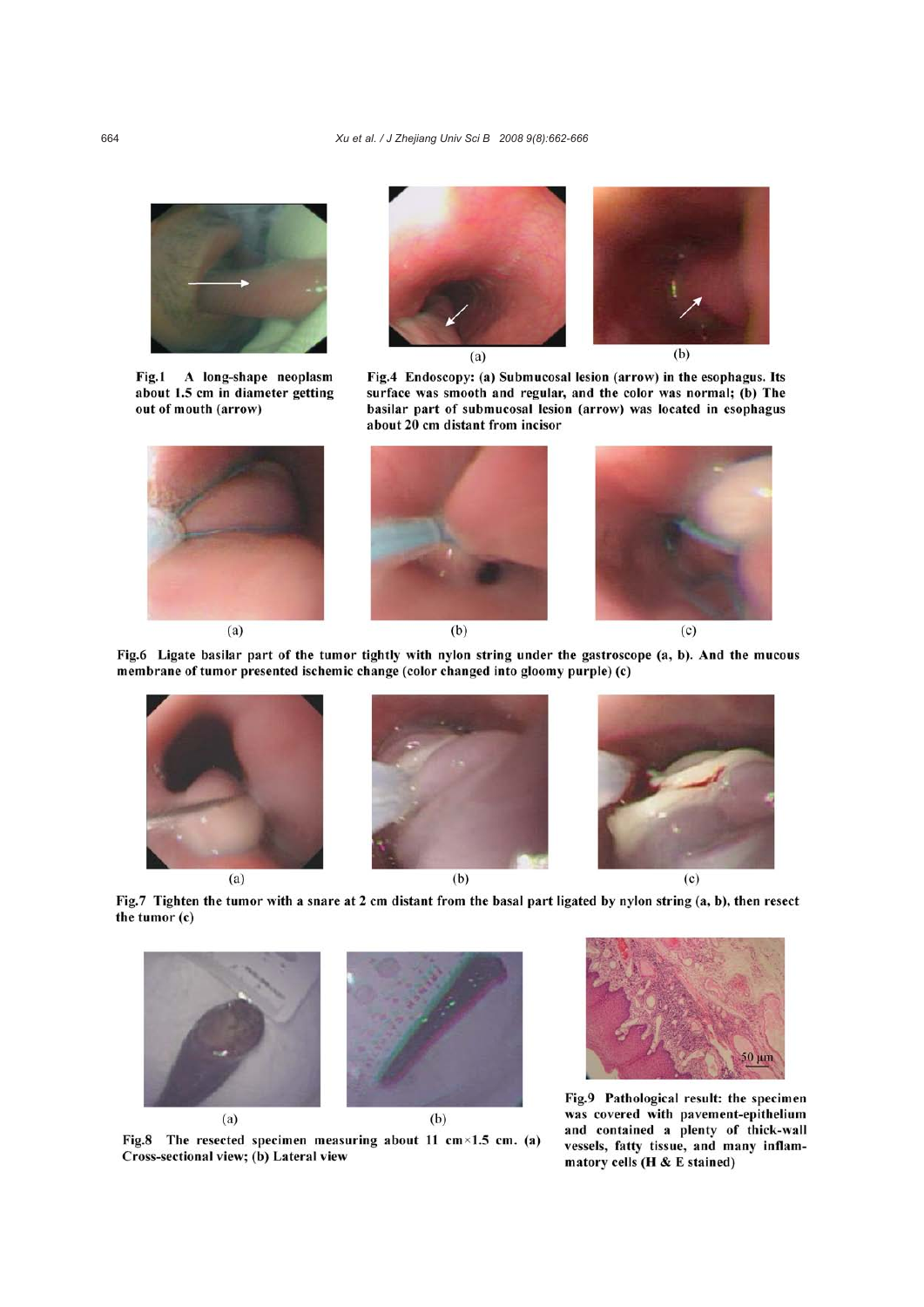**Fig.1** A long-shape neoplasm about 1.5 cm in diameter getting out of mouth (arrow)

**Fig.4** Endoscopy: (a) Submucosal lesion (arrow) in the esophagus. Its surface was smooth and regular, and the color was normal; (b) The basilar part of submucosal lesion (arrow) was located in esophagus about 20 cm distant from incisor

**Fig.6** Ligate basilar part of the tumor tightly with nylon string under the gastroscope (a, b). And the mucous membrane of tumor presented ischemic change (color changed into gloomy purple) (c)

**Fig.7** Tighten the tumor with a snare at 2 cm distant from the basal part ligated by nylon string (a, b), then resect the tumor (c)

**Fig.8** The resected specimen measuring about 11 cm×1.5 cm. (a) Cross-sectional view; (b) Lateral view

**Fig.9** Pathological result: the specimen was covered with pavement-epithelium and contained a plenty of thick-wall vessels, fatty tissue, and many inflammatory cells (H & E stained)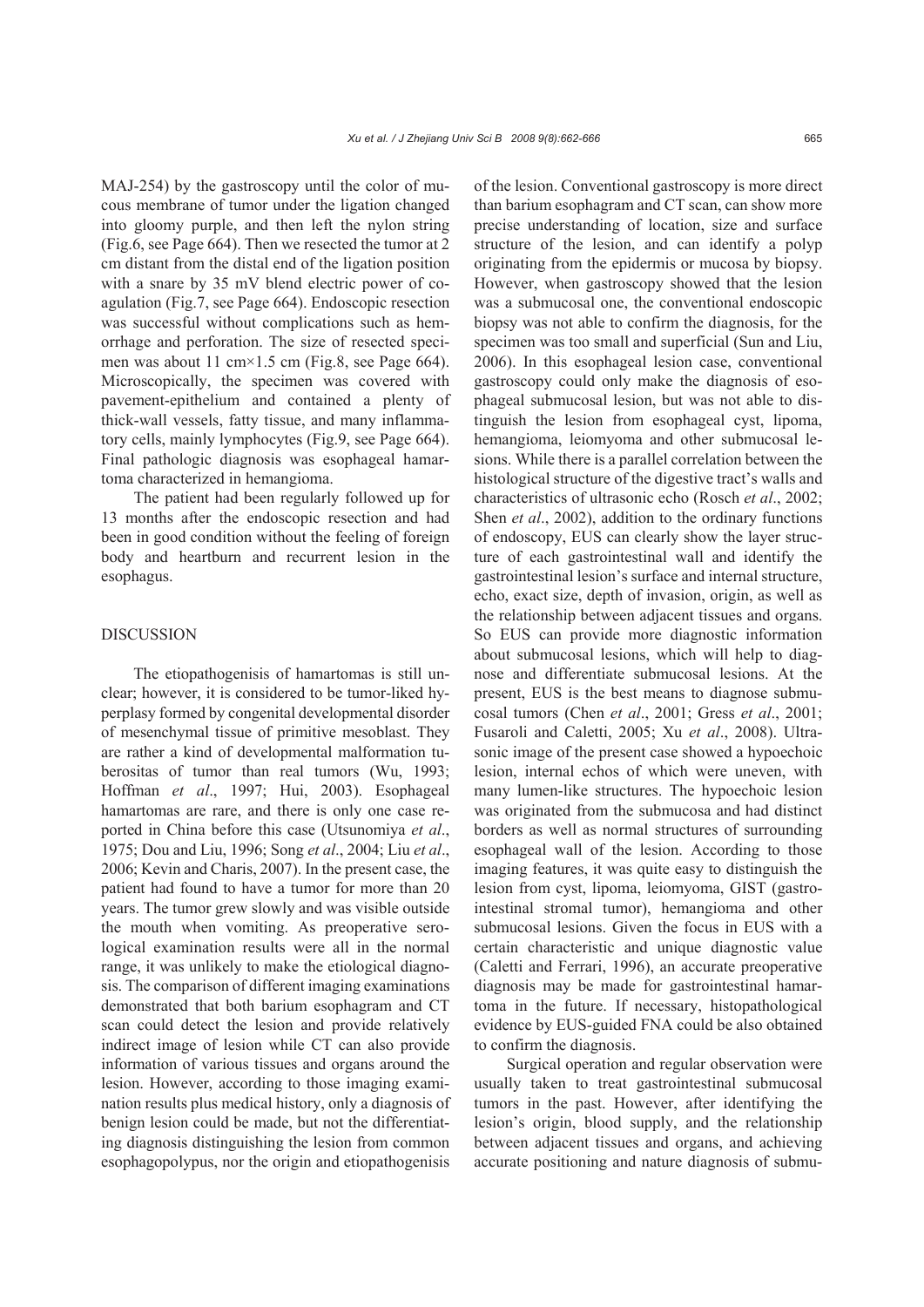MAJ-254) by the gastroscopy until the color of mucous membrane of tumor under the ligation changed into gloomy purple, and then left the nylon string (Fig.6, see Page 664). Then we resected the tumor at 2 cm distant from the distal end of the ligation position with a snare by 35 mV blend electric power of coagulation (Fig.7, see Page 664). Endoscopic resection was successful without complications such as hemorrhage and perforation. The size of resected specimen was about 11 cm×1.5 cm (Fig.8, see Page 664). Microscopically, the specimen was covered with pavement-epithelium and contained a plenty of thick-wall vessels, fatty tissue, and many inflammatory cells, mainly lymphocytes (Fig.9, see Page 664). Final pathologic diagnosis was esophageal hamartoma characterized in hemangioma.

The patient had been regularly followed up for 13 months after the endoscopic resection and had been in good condition without the feeling of foreign body and heartburn and recurrent lesion in the esophagus.

## DISCUSSION

The etiopathogenisis of hamartomas is still unclear; however, it is considered to be tumor-liked hyperplasy formed by congenital developmental disorder of mesenchymal tissue of primitive mesoblast. They are rather a kind of developmental malformation tuberositas of tumor than real tumors (Wu, 1993; Hoffman *et al*., 1997; Hui, 2003). Esophageal hamartomas are rare, and there is only one case reported in China before this case (Utsunomiya *et al*., 1975; Dou and Liu, 1996; Song *et al*., 2004; Liu *et al*., 2006; Kevin and Charis, 2007). In the present case, the patient had found to have a tumor for more than 20 years. The tumor grew slowly and was visible outside the mouth when vomiting. As preoperative serological examination results were all in the normal range, it was unlikely to make the etiological diagnosis. The comparison of different imaging examinations demonstrated that both barium esophagram and CT scan could detect the lesion and provide relatively indirect image of lesion while CT can also provide information of various tissues and organs around the lesion. However, according to those imaging examination results plus medical history, only a diagnosis of benign lesion could be made, but not the differentiating diagnosis distinguishing the lesion from common esophagopolypus, nor the origin and etiopathogenisis of the lesion. Conventional gastroscopy is more direct than barium esophagram and CT scan, can show more precise understanding of location, size and surface structure of the lesion, and can identify a polyp originating from the epidermis or mucosa by biopsy. However, when gastroscopy showed that the lesion was a submucosal one, the conventional endoscopic biopsy was not able to confirm the diagnosis, for the specimen was too small and superficial (Sun and Liu, 2006). In this esophageal lesion case, conventional gastroscopy could only make the diagnosis of esophageal submucosal lesion, but was not able to distinguish the lesion from esophageal cyst, lipoma, hemangioma, leiomyoma and other submucosal lesions. While there is a parallel correlation between the histological structure of the digestive tract's walls and characteristics of ultrasonic echo (Rosch *et al*., 2002; Shen *et al*., 2002), addition to the ordinary functions of endoscopy, EUS can clearly show the layer structure of each gastrointestinal wall and identify the gastrointestinal lesion's surface and internal structure, echo, exact size, depth of invasion, origin, as well as the relationship between adjacent tissues and organs. So EUS can provide more diagnostic information about submucosal lesions, which will help to diagnose and differentiate submucosal lesions. At the present, EUS is the best means to diagnose submucosal tumors (Chen *et al*., 2001; Gress *et al*., 2001; Fusaroli and Caletti, 2005; Xu *et al*., 2008). Ultrasonic image of the present case showed a hypoechoic lesion, internal echos of which were uneven, with many lumen-like structures. The hypoechoic lesion was originated from the submucosa and had distinct borders as well as normal structures of surrounding esophageal wall of the lesion. According to those imaging features, it was quite easy to distinguish the lesion from cyst, lipoma, leiomyoma, GIST (gastrointestinal stromal tumor), hemangioma and other submucosal lesions. Given the focus in EUS with a certain characteristic and unique diagnostic value (Caletti and Ferrari, 1996), an accurate preoperative diagnosis may be made for gastrointestinal hamartoma in the future. If necessary, histopathological evidence by EUS-guided FNA could be also obtained to confirm the diagnosis.

Surgical operation and regular observation were usually taken to treat gastrointestinal submucosal tumors in the past. However, after identifying the lesion's origin, blood supply, and the relationship between adjacent tissues and organs, and achieving accurate positioning and nature diagnosis of submu-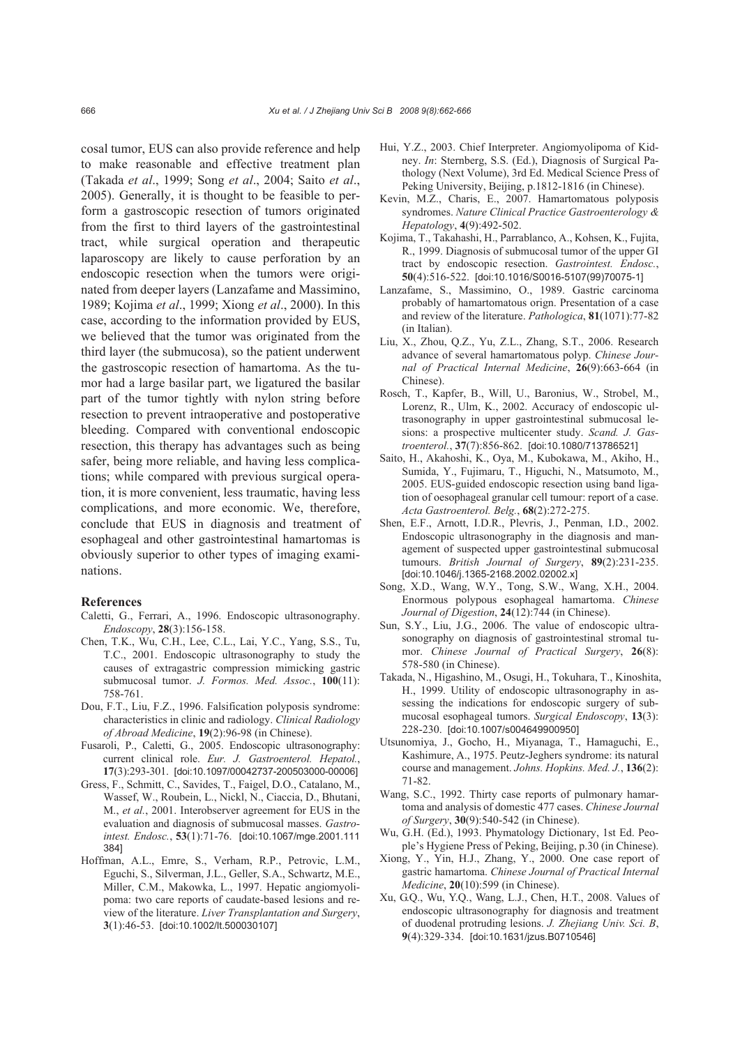cosal tumor, EUS can also provide reference and help to make reasonable and effective treatment plan (Takada *et al*., 1999; Song *et al*., 2004; Saito *et al*., 2005). Generally, it is thought to be feasible to perform a gastroscopic resection of tumors originated from the first to third layers of the gastrointestinal tract, while surgical operation and therapeutic laparoscopy are likely to cause perforation by an endoscopic resection when the tumors were originated from deeper layers (Lanzafame and Massimino, 1989; Kojima *et al*., 1999; Xiong *et al*., 2000). In this case, according to the information provided by EUS, we believed that the tumor was originated from the third layer (the submucosa), so the patient underwent the gastroscopic resection of hamartoma. As the tumor had a large basilar part, we ligatured the basilar part of the tumor tightly with nylon string before resection to prevent intraoperative and postoperative bleeding. Compared with conventional endoscopic resection, this therapy has advantages such as being safer, being more reliable, and having less complications; while compared with previous surgical operation, it is more convenient, less traumatic, having less complications, and more economic. We, therefore, conclude that EUS in diagnosis and treatment of esophageal and other gastrointestinal hamartomas is obviously superior to other types of imaging examinations.

## References

Caletti, G., Ferrari, A., 1996. Endoscopic ultrasonography. *Endoscopy*, **28**(3):156-158.

Chen, T.K., Wu, C.H., Lee, C.L., Lai, Y.C., Yang, S.S., Tu, T.C., 2001. Endoscopic ultrasonography to study the causes of extragastric compression mimicking gastric submucosal tumor. *J. Formos. Med. Assoc.*, **100**(11): 758-761.

Dou, F.T., Liu, F.Z., 1996. Falsification polyposis syndrome: characteristics in clinic and radiology. *Clinical Radiology of Abroad Medicine*, **19**(2):96-98 (in Chinese).

Fusaroli, P., Caletti, G., 2005. Endoscopic ultrasonography: current clinical role. *Eur. J. Gastroenterol. Hepatol.*, **17**(3):293-301. [doi:10.1097/00042737-200503000-00006]

Gress, F., Schmitt, C., Savides, T., Faigel, D.O., Catalano, M., Wassef, W., Roubein, L., Nickl, N., Ciaccia, D., Bhutani, M., *et al.*, 2001. Interobserver agreement for EUS in the evaluation and diagnosis of submucosal masses. *Gastrointest. Endosc.*, **53**(1):71-76. [doi:10.1067/mge.2001.111384]

Hoffman, A.L., Emre, S., Verham, R.P., Petrovic, L.M., Eguchi, S., Silverman, J.L., Geller, S.A., Schwartz, M.E., Miller, C.M., Makowka, L., 1997. Hepatic angiomyolipoma: two care reports of caudate-based lesions and review of the literature. *Liver Transplantation and Surgery*, **3**(1):46-53. [doi:10.1002/lt.500030107]

Hui, Y.Z., 2003. Chief Interpreter. Angiomyolipoma of Kidney. *In*: Sternberg, S.S. (Ed.), Diagnosis of Surgical Pathology (Next Volume), 3rd Ed. Medical Science Press of Peking University, Beijing, p.1812-1816 (in Chinese).

Kevin, M.Z., Charis, E., 2007. Hamartomatous polyposis syndromes. *Nature Clinical Practice Gastroenterology & Hepatology*, **4**(9):492-502.

Kojima, T., Takahashi, H., Parrablanco, A., Kohsen, K., Fujita, R., 1999. Diagnosis of submucosal tumor of the upper GI tract by endoscopic resection. *Gastrointest. Endosc.*, **50**(4):516-522. [doi:10.1016/S0016-5107(99)70075-1]

Lanzafame, S., Massimino, O., 1989. Gastric carcinoma probably of hamartomatous orign. Presentation of a case and review of the literature. *Pathologica*, **81**(1071):77-82 (in Italian).

Liu, X., Zhou, Q.Z., Yu, Z.L., Zhang, S.T., 2006. Research advance of several hamartomatous polyp. *Chinese Journal of Practical Internal Medicine*, **26**(9):663-664 (in Chinese).

Rosch, T., Kapfer, B., Will, U., Baronius, W., Strobel, M., Lorenz, R., Ulm, K., 2002. Accuracy of endoscopic ultrasonography in upper gastrointestinal submucosal lesions: a prospective multicenter study. *Scand. J. Gastroenterol.*, **37**(7):856-862. [doi:10.1080/713786521]

Saito, H., Akahoshi, K., Oya, M., Kubokawa, M., Akiho, H., Sumida, Y., Fujimaru, T., Higuchi, N., Matsumoto, M., 2005. EUS-guided endoscopic resection using band ligation of oesophageal granular cell tumour: report of a case. *Acta Gastroenterol. Belg.*, **68**(2):272-275.

Shen, E.F., Arnott, I.D.R., Plevris, J., Penman, I.D., 2002. Endoscopic ultrasonography in the diagnosis and management of suspected upper gastrointestinal submucosal tumours. *British Journal of Surgery*, **89**(2):231-235. [doi:10.1046/j.1365-2168.2002.02002.x]

Song, X.D., Wang, W.Y., Tong, S.W., Wang, X.H., 2004. Enormous polypous esophageal hamartoma. *Chinese Journal of Digestion*, **24**(12):744 (in Chinese).

Sun, S.Y., Liu, J.G., 2006. The value of endoscopic ultrasonography on diagnosis of gastrointestinal stromal tumor. *Chinese Journal of Practical Surgery*, **26**(8): 578-580 (in Chinese).

Takada, N., Higashino, M., Osugi, H., Tokuhara, T., Kinoshita, H., 1999. Utility of endoscopic ultrasonography in assessing the indications for endoscopic surgery of submucosal esophageal tumors. *Surgical Endoscopy*, **13**(3): 228-230. [doi:10.1007/s004649900950]

Utsunomiya, J., Gocho, H., Miyanaga, T., Hamaguchi, E., Kashimure, A., 1975. Peutz-Jeghers syndrome: its natural course and management. *Johns. Hopkins. Med. J.*, **136**(2): 71-82.

Wang, S.C., 1992. Thirty case reports of pulmonary hamartoma and analysis of domestic 477 cases. *Chinese Journal of Surgery*, **30**(9):540-542 (in Chinese).

Wu, G.H. (Ed.), 1993. Phymatology Dictionary, 1st Ed. People's Hygiene Press of Peking, Beijing, p.30 (in Chinese).

Xiong, Y., Yin, H.J., Zhang, Y., 2000. One case report of gastric hamartoma. *Chinese Journal of Practical Internal Medicine*, **20**(10):599 (in Chinese).

Xu, G.Q., Wu, Y.Q., Wang, L.J., Chen, H.T., 2008. Values of endoscopic ultrasonography for diagnosis and treatment of duodenal protruding lesions. *J. Zhejiang Univ. Sci. B*, **9**(4):329-334. [doi:10.1631/jzus.B0710546]